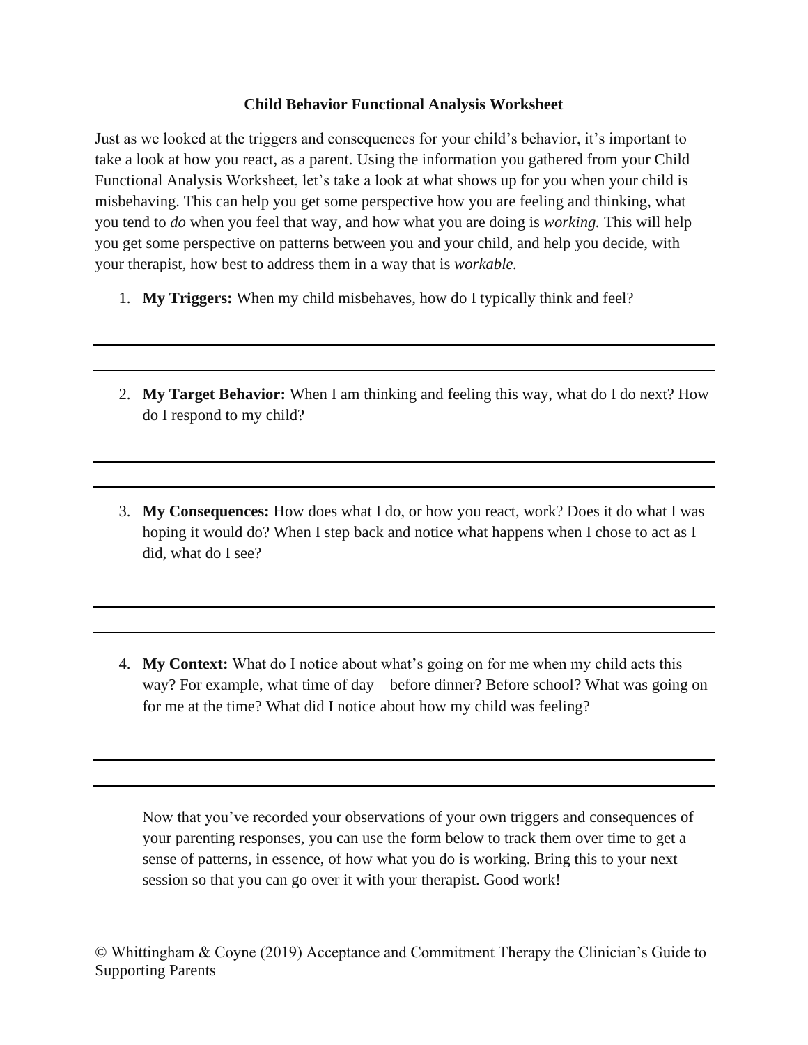# Child Behavior Functional Analysis Worksheet

Just as we looked at the triggers and consequences for your child's behavior, it's important to take a look at how you react, as a parent. Using the information you gathered from your Child Functional Analysis Worksheet, let's take a look at what shows up for you when your child is misbehaving. This can help you get some perspective how you are feeling and thinking, what you tend to *do* when you feel that way, and how what you are doing is *working.* This will help you get some perspective on patterns between you and your child, and help you decide, with your therapist, how best to address them in a way that is *workable.*

1. **My Triggers:** When my child misbehaves, how do I typically think and feel?

___

___

2. **My Target Behavior:** When I am thinking and feeling this way, what do I do next? How do I respond to my child?

___

___

3. **My Consequences:** How does what I do, or how you react, work? Does it do what I was hoping it would do? When I step back and notice what happens when I chose to act as I did, what do I see?

___

___

4. **My Context:** What do I notice about what's going on for me when my child acts this way? For example, what time of day – before dinner? Before school? What was going on for me at the time? What did I notice about how my child was feeling?

___

___

Now that you've recorded your observations of your own triggers and consequences of your parenting responses, you can use the form below to track them over time to get a sense of patterns, in essence, of how what you do is working. Bring this to your next session so that you can go over it with your therapist. Good work!

© Whittingham & Coyne (2019) Acceptance and Commitment Therapy the Clinician's Guide to Supporting Parents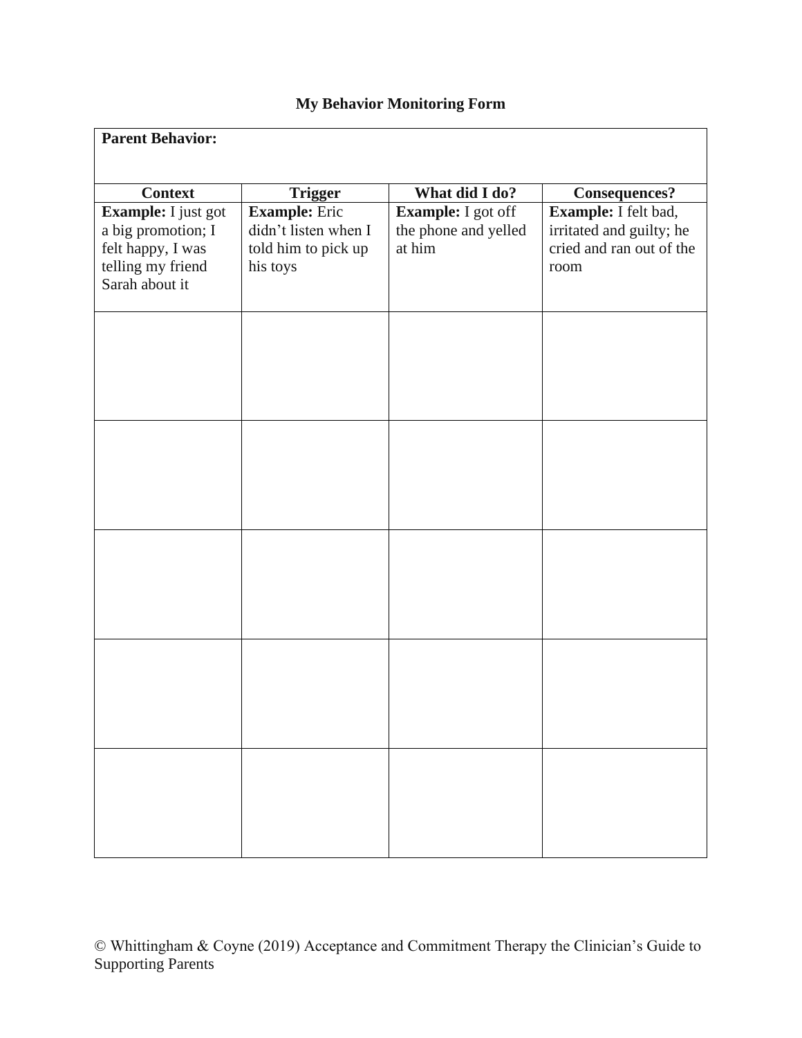**My Behavior Monitoring Form**

**Parent Behavior:**

| Context | Trigger | What did I do? | Consequences? |
|---|---|---|---|
| **Example:** I just got a big promotion; I felt happy, I was telling my friend Sarah about it | **Example:** Eric didn't listen when I told him to pick up his toys | **Example:** I got off the phone and yelled at him | **Example:** I felt bad, irritated and guilty; he cried and ran out of the room |
| | | | |
| | | | |
| | | | |
| | | | |
| | | | |

© Whittingham & Coyne (2019) Acceptance and Commitment Therapy the Clinician's Guide to Supporting Parents